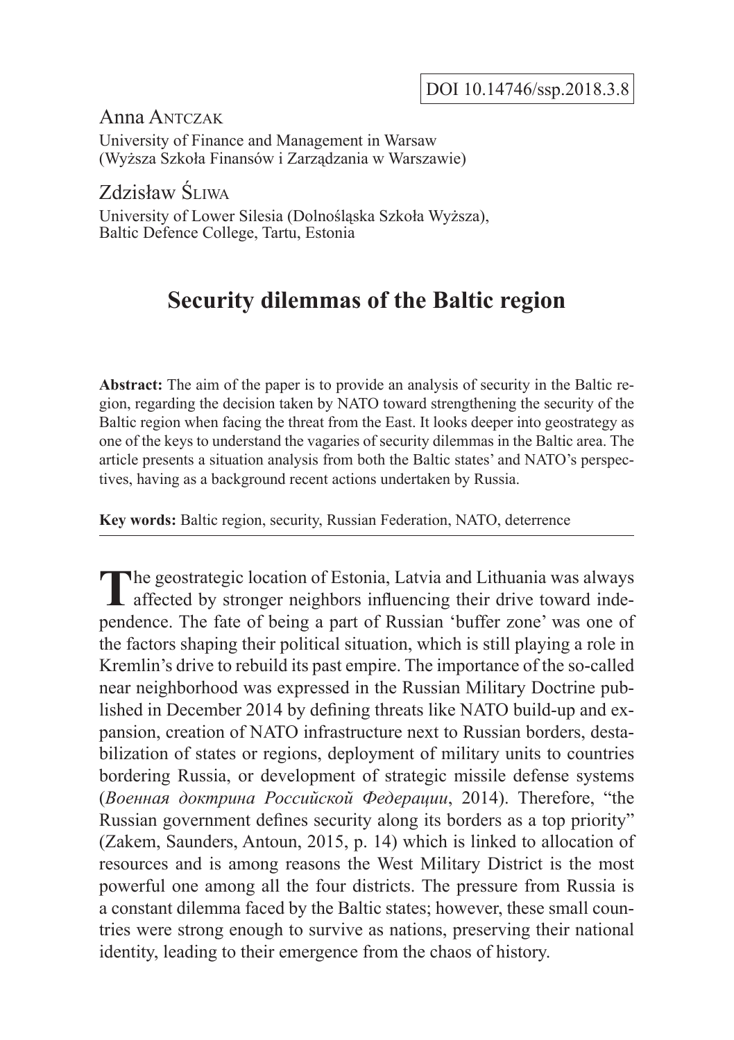DOI 10.14746/ssp.2018.3.8

Anna Antczak
University of Finance and Management in Warsaw
(Wyższa Szkoła Finansów i Zarządzania w Warszawie)

Zdzisław Śliwa
University of Lower Silesia (Dolnośląska Szkoła Wyższa),
Baltic Defence College, Tartu, Estonia

# Security dilemmas of the Baltic region

**Abstract:** The aim of the paper is to provide an analysis of security in the Baltic region, regarding the decision taken by NATO toward strengthening the security of the Baltic region when facing the threat from the East. It looks deeper into geostrategy as one of the keys to understand the vagaries of security dilemmas in the Baltic area. The article presents a situation analysis from both the Baltic states' and NATO's perspectives, having as a background recent actions undertaken by Russia.

**Key words:** Baltic region, security, Russian Federation, NATO, deterrence

The geostrategic location of Estonia, Latvia and Lithuania was always affected by stronger neighbors influencing their drive toward independence. The fate of being a part of Russian 'buffer zone' was one of the factors shaping their political situation, which is still playing a role in Kremlin's drive to rebuild its past empire. The importance of the so-called near neighborhood was expressed in the Russian Military Doctrine published in December 2014 by defining threats like NATO build-up and expansion, creation of NATO infrastructure next to Russian borders, destabilization of states or regions, deployment of military units to countries bordering Russia, or development of strategic missile defense systems (*Военная доктрина Российской Федерации*, 2014). Therefore, "the Russian government defines security along its borders as a top priority" (Zakem, Saunders, Antoun, 2015, p. 14) which is linked to allocation of resources and is among reasons the West Military District is the most powerful one among all the four districts. The pressure from Russia is a constant dilemma faced by the Baltic states; however, these small countries were strong enough to survive as nations, preserving their national identity, leading to their emergence from the chaos of history.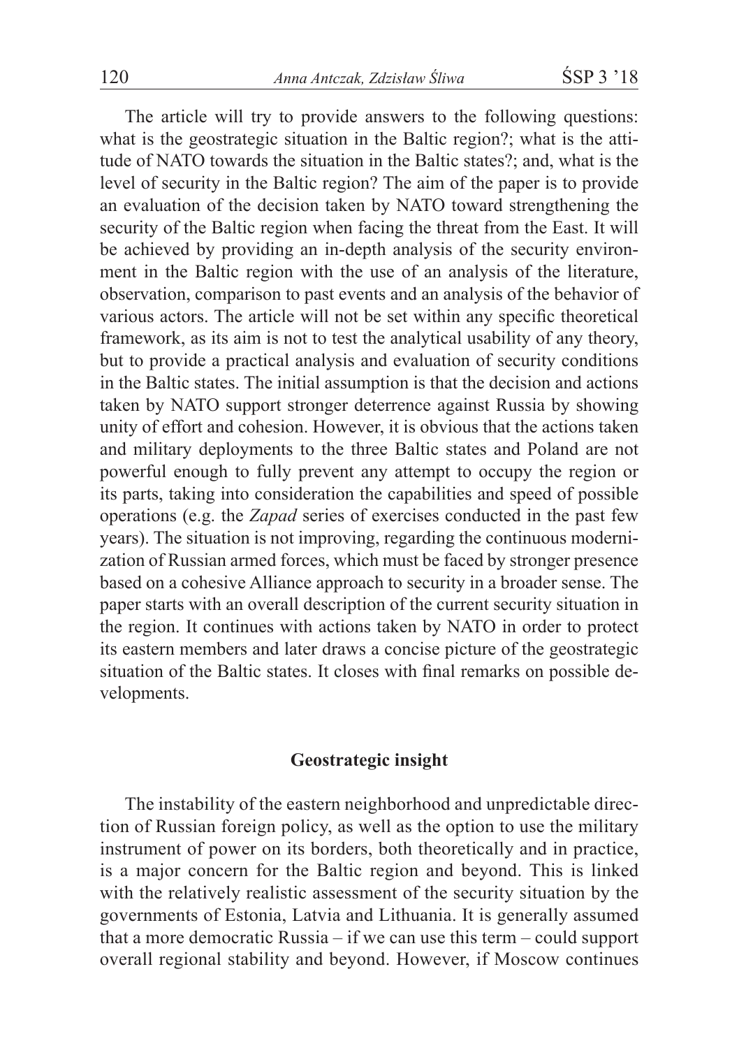The article will try to provide answers to the following questions: what is the geostrategic situation in the Baltic region?; what is the attitude of NATO towards the situation in the Baltic states?; and, what is the level of security in the Baltic region? The aim of the paper is to provide an evaluation of the decision taken by NATO toward strengthening the security of the Baltic region when facing the threat from the East. It will be achieved by providing an in-depth analysis of the security environment in the Baltic region with the use of an analysis of the literature, observation, comparison to past events and an analysis of the behavior of various actors. The article will not be set within any specific theoretical framework, as its aim is not to test the analytical usability of any theory, but to provide a practical analysis and evaluation of security conditions in the Baltic states. The initial assumption is that the decision and actions taken by NATO support stronger deterrence against Russia by showing unity of effort and cohesion. However, it is obvious that the actions taken and military deployments to the three Baltic states and Poland are not powerful enough to fully prevent any attempt to occupy the region or its parts, taking into consideration the capabilities and speed of possible operations (e.g. the *Zapad* series of exercises conducted in the past few years). The situation is not improving, regarding the continuous modernization of Russian armed forces, which must be faced by stronger presence based on a cohesive Alliance approach to security in a broader sense. The paper starts with an overall description of the current security situation in the region. It continues with actions taken by NATO in order to protect its eastern members and later draws a concise picture of the geostrategic situation of the Baltic states. It closes with final remarks on possible developments.

## Geostrategic insight

The instability of the eastern neighborhood and unpredictable direction of Russian foreign policy, as well as the option to use the military instrument of power on its borders, both theoretically and in practice, is a major concern for the Baltic region and beyond. This is linked with the relatively realistic assessment of the security situation by the governments of Estonia, Latvia and Lithuania. It is generally assumed that a more democratic Russia – if we can use this term – could support overall regional stability and beyond. However, if Moscow continues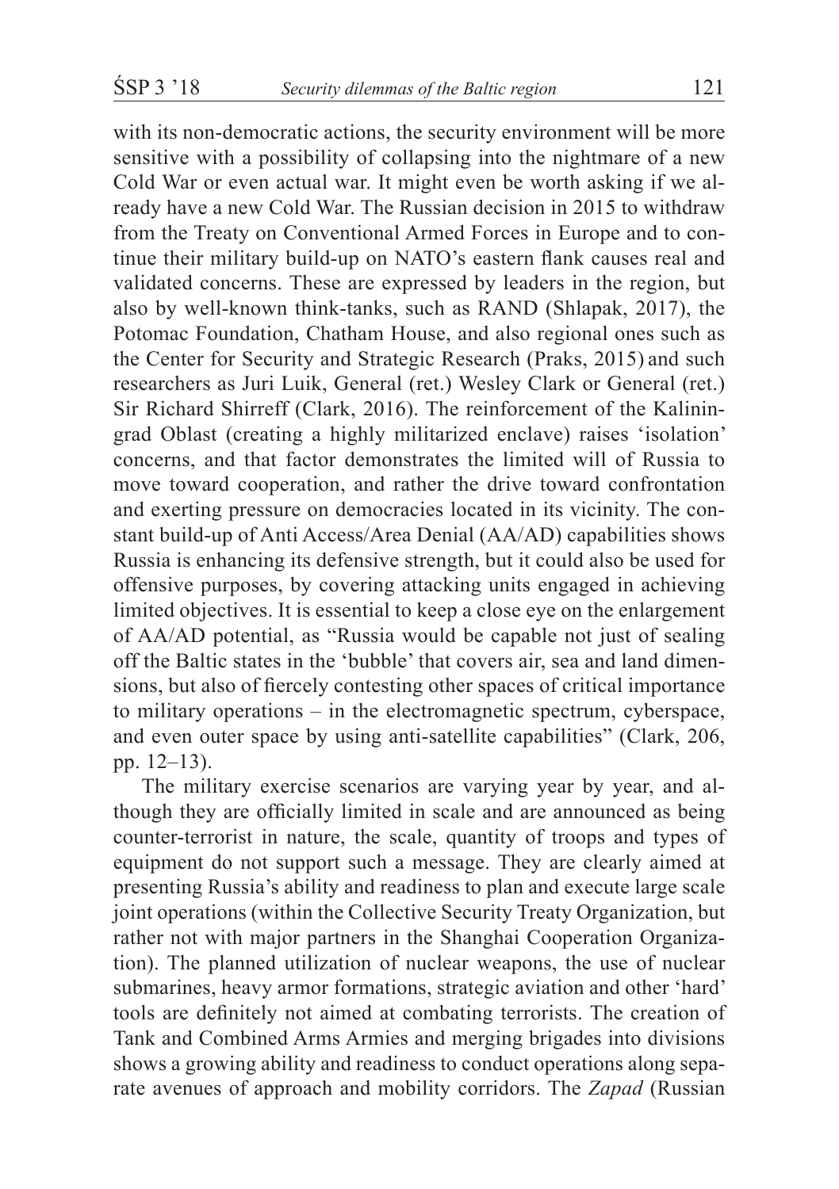with its non-democratic actions, the security environment will be more sensitive with a possibility of collapsing into the nightmare of a new Cold War or even actual war. It might even be worth asking if we already have a new Cold War. The Russian decision in 2015 to withdraw from the Treaty on Conventional Armed Forces in Europe and to continue their military build-up on NATO's eastern flank causes real and validated concerns. These are expressed by leaders in the region, but also by well-known think-tanks, such as RAND (Shlapak, 2017), the Potomac Foundation, Chatham House, and also regional ones such as the Center for Security and Strategic Research (Praks, 2015) and such researchers as Juri Luik, General (ret.) Wesley Clark or General (ret.) Sir Richard Shirreff (Clark, 2016). The reinforcement of the Kaliningrad Oblast (creating a highly militarized enclave) raises 'isolation' concerns, and that factor demonstrates the limited will of Russia to move toward cooperation, and rather the drive toward confrontation and exerting pressure on democracies located in its vicinity. The constant build-up of Anti Access/Area Denial (AA/AD) capabilities shows Russia is enhancing its defensive strength, but it could also be used for offensive purposes, by covering attacking units engaged in achieving limited objectives. It is essential to keep a close eye on the enlargement of AA/AD potential, as "Russia would be capable not just of sealing off the Baltic states in the 'bubble' that covers air, sea and land dimensions, but also of fiercely contesting other spaces of critical importance to military operations – in the electromagnetic spectrum, cyberspace, and even outer space by using anti-satellite capabilities" (Clark, 206, pp. 12–13).

The military exercise scenarios are varying year by year, and although they are officially limited in scale and are announced as being counter-terrorist in nature, the scale, quantity of troops and types of equipment do not support such a message. They are clearly aimed at presenting Russia's ability and readiness to plan and execute large scale joint operations (within the Collective Security Treaty Organization, but rather not with major partners in the Shanghai Cooperation Organization). The planned utilization of nuclear weapons, the use of nuclear submarines, heavy armor formations, strategic aviation and other 'hard' tools are definitely not aimed at combating terrorists. The creation of Tank and Combined Arms Armies and merging brigades into divisions shows a growing ability and readiness to conduct operations along separate avenues of approach and mobility corridors. The *Zapad* (Russian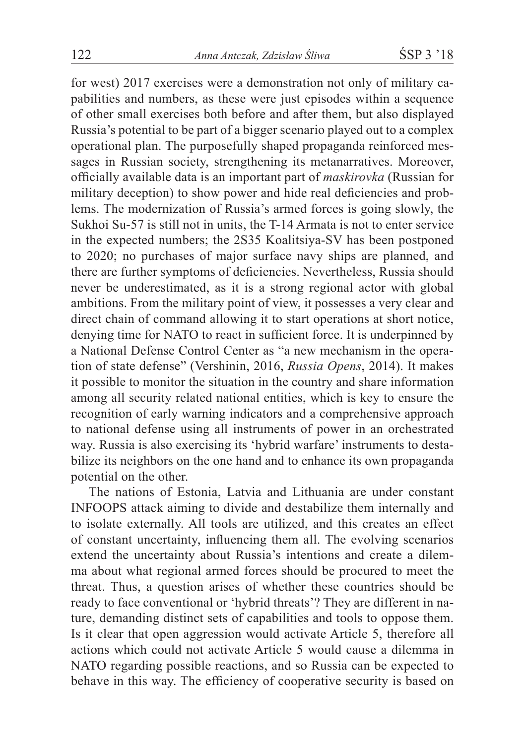for west) 2017 exercises were a demonstration not only of military capabilities and numbers, as these were just episodes within a sequence of other small exercises both before and after them, but also displayed Russia's potential to be part of a bigger scenario played out to a complex operational plan. The purposefully shaped propaganda reinforced messages in Russian society, strengthening its metanarratives. Moreover, officially available data is an important part of *maskirovka* (Russian for military deception) to show power and hide real deficiencies and problems. The modernization of Russia's armed forces is going slowly, the Sukhoi Su-57 is still not in units, the T-14 Armata is not to enter service in the expected numbers; the 2S35 Koalitsiya-SV has been postponed to 2020; no purchases of major surface navy ships are planned, and there are further symptoms of deficiencies. Nevertheless, Russia should never be underestimated, as it is a strong regional actor with global ambitions. From the military point of view, it possesses a very clear and direct chain of command allowing it to start operations at short notice, denying time for NATO to react in sufficient force. It is underpinned by a National Defense Control Center as "a new mechanism in the operation of state defense" (Vershinin, 2016, *Russia Opens*, 2014). It makes it possible to monitor the situation in the country and share information among all security related national entities, which is key to ensure the recognition of early warning indicators and a comprehensive approach to national defense using all instruments of power in an orchestrated way. Russia is also exercising its 'hybrid warfare' instruments to destabilize its neighbors on the one hand and to enhance its own propaganda potential on the other.

The nations of Estonia, Latvia and Lithuania are under constant INFOOPS attack aiming to divide and destabilize them internally and to isolate externally. All tools are utilized, and this creates an effect of constant uncertainty, influencing them all. The evolving scenarios extend the uncertainty about Russia's intentions and create a dilemma about what regional armed forces should be procured to meet the threat. Thus, a question arises of whether these countries should be ready to face conventional or 'hybrid threats'? They are different in nature, demanding distinct sets of capabilities and tools to oppose them. Is it clear that open aggression would activate Article 5, therefore all actions which could not activate Article 5 would cause a dilemma in NATO regarding possible reactions, and so Russia can be expected to behave in this way. The efficiency of cooperative security is based on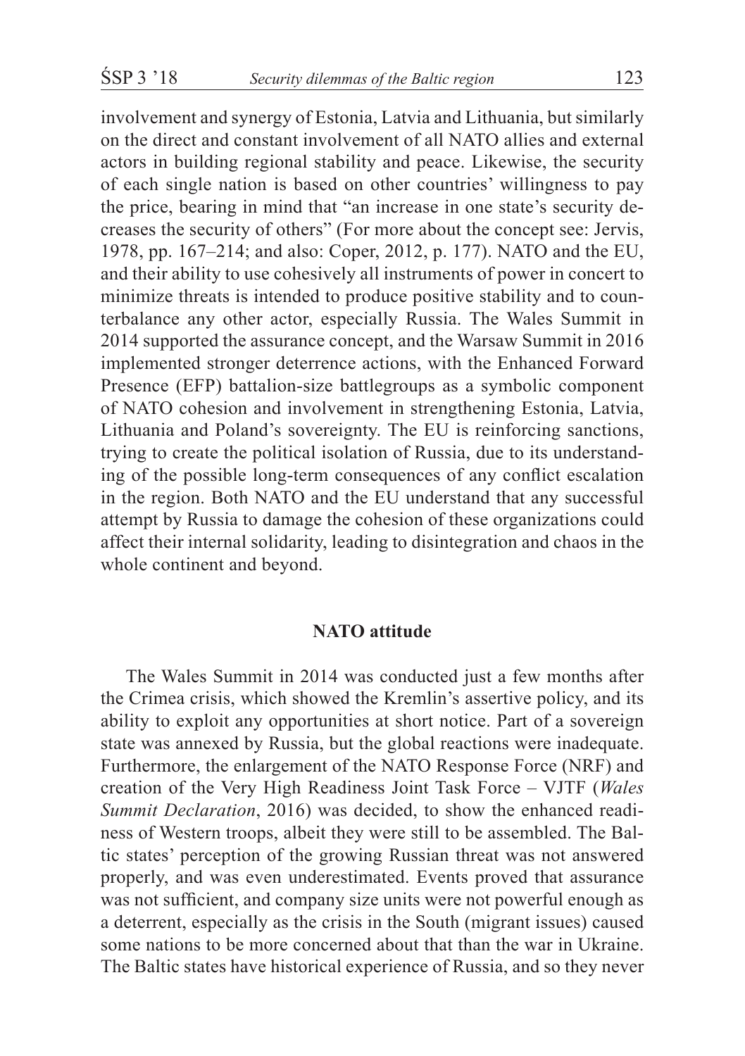involvement and synergy of Estonia, Latvia and Lithuania, but similarly on the direct and constant involvement of all NATO allies and external actors in building regional stability and peace. Likewise, the security of each single nation is based on other countries' willingness to pay the price, bearing in mind that "an increase in one state's security decreases the security of others" (For more about the concept see: Jervis, 1978, pp. 167–214; and also: Coper, 2012, p. 177). NATO and the EU, and their ability to use cohesively all instruments of power in concert to minimize threats is intended to produce positive stability and to counterbalance any other actor, especially Russia. The Wales Summit in 2014 supported the assurance concept, and the Warsaw Summit in 2016 implemented stronger deterrence actions, with the Enhanced Forward Presence (EFP) battalion-size battlegroups as a symbolic component of NATO cohesion and involvement in strengthening Estonia, Latvia, Lithuania and Poland's sovereignty. The EU is reinforcing sanctions, trying to create the political isolation of Russia, due to its understanding of the possible long-term consequences of any conflict escalation in the region. Both NATO and the EU understand that any successful attempt by Russia to damage the cohesion of these organizations could affect their internal solidarity, leading to disintegration and chaos in the whole continent and beyond.

## NATO attitude

The Wales Summit in 2014 was conducted just a few months after the Crimea crisis, which showed the Kremlin's assertive policy, and its ability to exploit any opportunities at short notice. Part of a sovereign state was annexed by Russia, but the global reactions were inadequate. Furthermore, the enlargement of the NATO Response Force (NRF) and creation of the Very High Readiness Joint Task Force – VJTF (*Wales Summit Declaration*, 2016) was decided, to show the enhanced readiness of Western troops, albeit they were still to be assembled. The Baltic states' perception of the growing Russian threat was not answered properly, and was even underestimated. Events proved that assurance was not sufficient, and company size units were not powerful enough as a deterrent, especially as the crisis in the South (migrant issues) caused some nations to be more concerned about that than the war in Ukraine. The Baltic states have historical experience of Russia, and so they never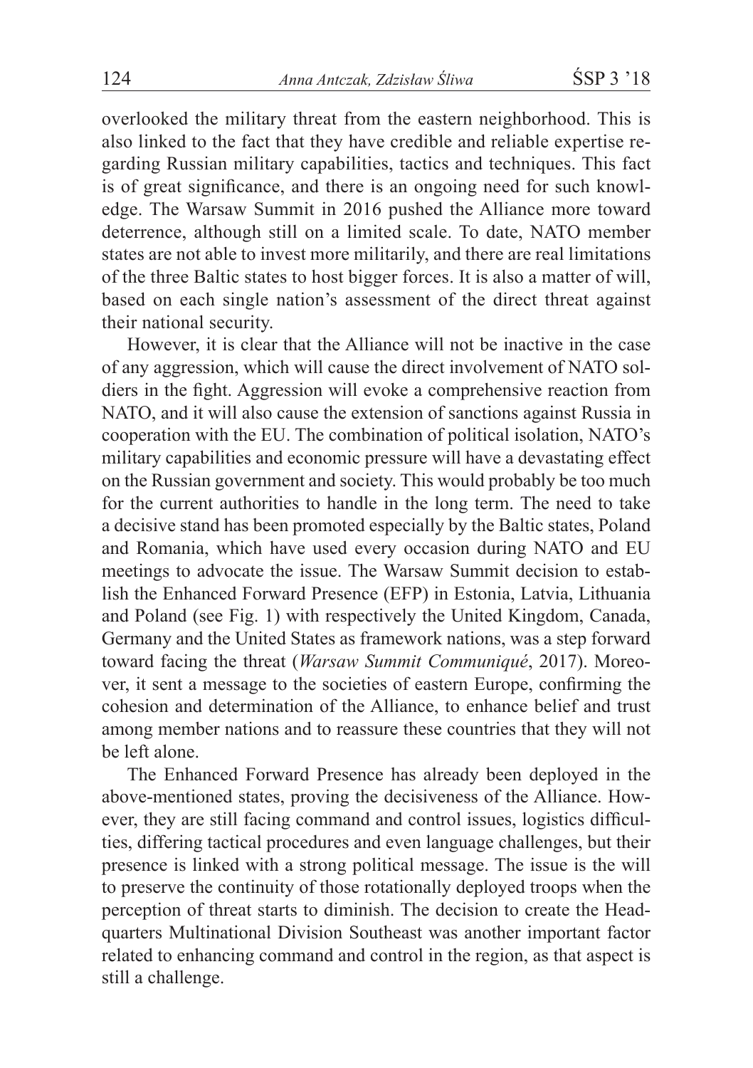overlooked the military threat from the eastern neighborhood. This is also linked to the fact that they have credible and reliable expertise regarding Russian military capabilities, tactics and techniques. This fact is of great significance, and there is an ongoing need for such knowledge. The Warsaw Summit in 2016 pushed the Alliance more toward deterrence, although still on a limited scale. To date, NATO member states are not able to invest more militarily, and there are real limitations of the three Baltic states to host bigger forces. It is also a matter of will, based on each single nation's assessment of the direct threat against their national security.

However, it is clear that the Alliance will not be inactive in the case of any aggression, which will cause the direct involvement of NATO soldiers in the fight. Aggression will evoke a comprehensive reaction from NATO, and it will also cause the extension of sanctions against Russia in cooperation with the EU. The combination of political isolation, NATO's military capabilities and economic pressure will have a devastating effect on the Russian government and society. This would probably be too much for the current authorities to handle in the long term. The need to take a decisive stand has been promoted especially by the Baltic states, Poland and Romania, which have used every occasion during NATO and EU meetings to advocate the issue. The Warsaw Summit decision to establish the Enhanced Forward Presence (EFP) in Estonia, Latvia, Lithuania and Poland (see Fig. 1) with respectively the United Kingdom, Canada, Germany and the United States as framework nations, was a step forward toward facing the threat (*Warsaw Summit Communiqué*, 2017). Moreover, it sent a message to the societies of eastern Europe, confirming the cohesion and determination of the Alliance, to enhance belief and trust among member nations and to reassure these countries that they will not be left alone.

The Enhanced Forward Presence has already been deployed in the above-mentioned states, proving the decisiveness of the Alliance. However, they are still facing command and control issues, logistics difficulties, differing tactical procedures and even language challenges, but their presence is linked with a strong political message. The issue is the will to preserve the continuity of those rotationally deployed troops when the perception of threat starts to diminish. The decision to create the Headquarters Multinational Division Southeast was another important factor related to enhancing command and control in the region, as that aspect is still a challenge.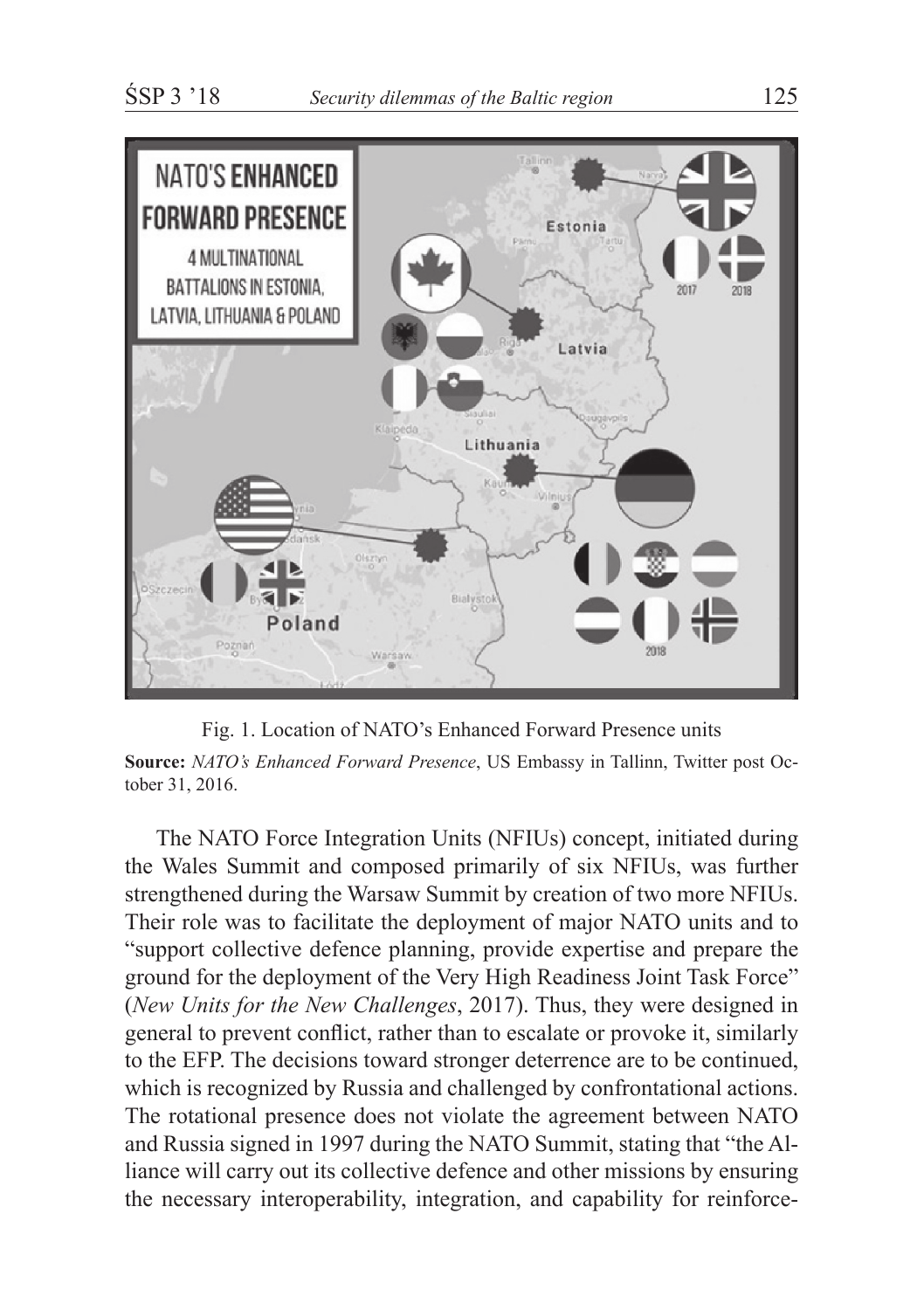Fig. 1. Location of NATO's Enhanced Forward Presence units

**Source:** *NATO's Enhanced Forward Presence*, US Embassy in Tallinn, Twitter post October 31, 2016.

The NATO Force Integration Units (NFIUs) concept, initiated during the Wales Summit and composed primarily of six NFIUs, was further strengthened during the Warsaw Summit by creation of two more NFIUs. Their role was to facilitate the deployment of major NATO units and to "support collective defence planning, provide expertise and prepare the ground for the deployment of the Very High Readiness Joint Task Force" (*New Units for the New Challenges*, 2017). Thus, they were designed in general to prevent conflict, rather than to escalate or provoke it, similarly to the EFP. The decisions toward stronger deterrence are to be continued, which is recognized by Russia and challenged by confrontational actions. The rotational presence does not violate the agreement between NATO and Russia signed in 1997 during the NATO Summit, stating that "the Alliance will carry out its collective defence and other missions by ensuring the necessary interoperability, integration, and capability for reinforce-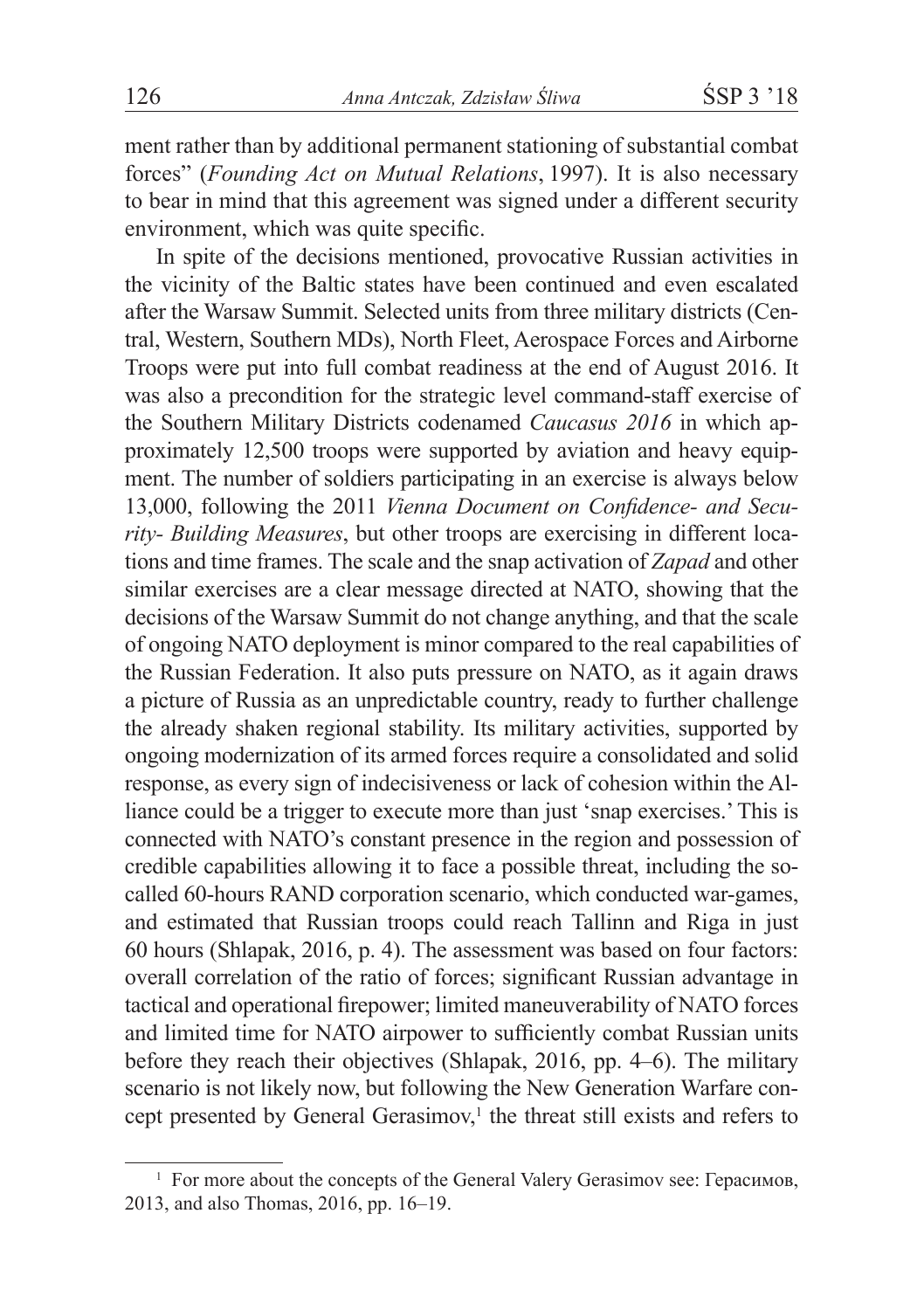ment rather than by additional permanent stationing of substantial combat forces" (*Founding Act on Mutual Relations*, 1997). It is also necessary to bear in mind that this agreement was signed under a different security environment, which was quite specific.

In spite of the decisions mentioned, provocative Russian activities in the vicinity of the Baltic states have been continued and even escalated after the Warsaw Summit. Selected units from three military districts (Central, Western, Southern MDs), North Fleet, Aerospace Forces and Airborne Troops were put into full combat readiness at the end of August 2016. It was also a precondition for the strategic level command-staff exercise of the Southern Military Districts codenamed *Caucasus 2016* in which approximately 12,500 troops were supported by aviation and heavy equipment. The number of soldiers participating in an exercise is always below 13,000, following the 2011 *Vienna Document on Confidence- and Security- Building Measures*, but other troops are exercising in different locations and time frames. The scale and the snap activation of *Zapad* and other similar exercises are a clear message directed at NATO, showing that the decisions of the Warsaw Summit do not change anything, and that the scale of ongoing NATO deployment is minor compared to the real capabilities of the Russian Federation. It also puts pressure on NATO, as it again draws a picture of Russia as an unpredictable country, ready to further challenge the already shaken regional stability. Its military activities, supported by ongoing modernization of its armed forces require a consolidated and solid response, as every sign of indecisiveness or lack of cohesion within the Alliance could be a trigger to execute more than just 'snap exercises.' This is connected with NATO's constant presence in the region and possession of credible capabilities allowing it to face a possible threat, including the so-called 60-hours RAND corporation scenario, which conducted war-games, and estimated that Russian troops could reach Tallinn and Riga in just 60 hours (Shlapak, 2016, p. 4). The assessment was based on four factors: overall correlation of the ratio of forces; significant Russian advantage in tactical and operational firepower; limited maneuverability of NATO forces and limited time for NATO airpower to sufficiently combat Russian units before they reach their objectives (Shlapak, 2016, pp. 4–6). The military scenario is not likely now, but following the New Generation Warfare concept presented by General Gerasimov,[1] the threat still exists and refers to

[1] For more about the concepts of the General Valery Gerasimov see: Герасимов, 2013, and also Thomas, 2016, pp. 16–19.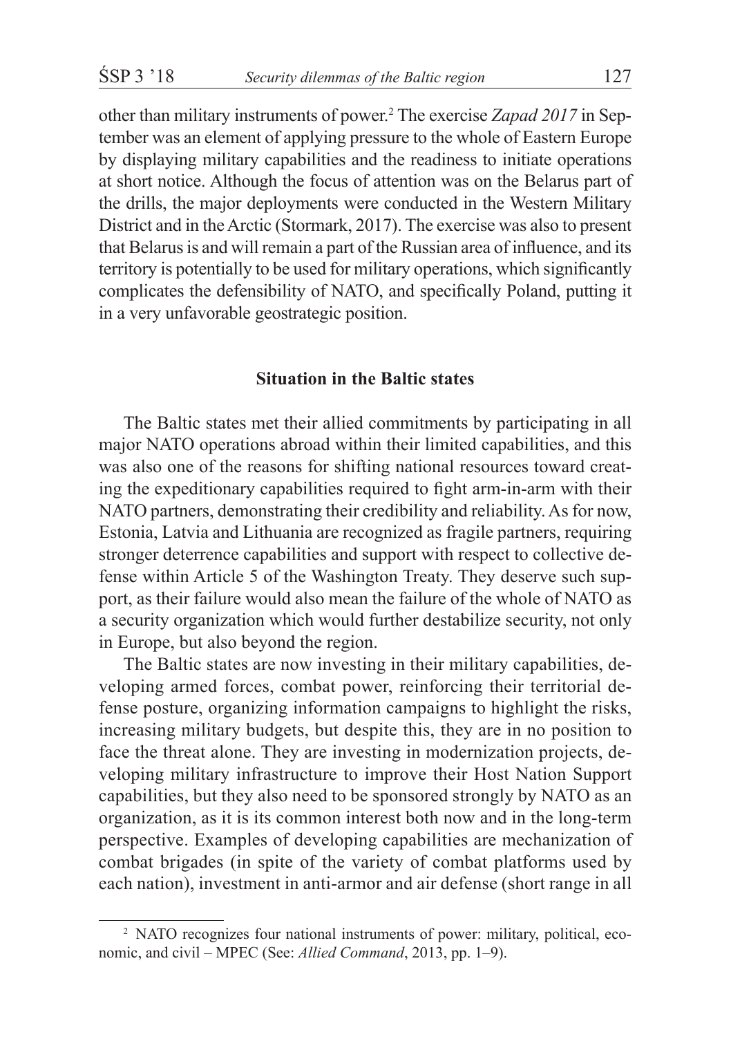other than military instruments of power.[2] The exercise *Zapad 2017* in September was an element of applying pressure to the whole of Eastern Europe by displaying military capabilities and the readiness to initiate operations at short notice. Although the focus of attention was on the Belarus part of the drills, the major deployments were conducted in the Western Military District and in the Arctic (Stormark, 2017). The exercise was also to present that Belarus is and will remain a part of the Russian area of influence, and its territory is potentially to be used for military operations, which significantly complicates the defensibility of NATO, and specifically Poland, putting it in a very unfavorable geostrategic position.

## Situation in the Baltic states

The Baltic states met their allied commitments by participating in all major NATO operations abroad within their limited capabilities, and this was also one of the reasons for shifting national resources toward creating the expeditionary capabilities required to fight arm-in-arm with their NATO partners, demonstrating their credibility and reliability. As for now, Estonia, Latvia and Lithuania are recognized as fragile partners, requiring stronger deterrence capabilities and support with respect to collective defense within Article 5 of the Washington Treaty. They deserve such support, as their failure would also mean the failure of the whole of NATO as a security organization which would further destabilize security, not only in Europe, but also beyond the region.

The Baltic states are now investing in their military capabilities, developing armed forces, combat power, reinforcing their territorial defense posture, organizing information campaigns to highlight the risks, increasing military budgets, but despite this, they are in no position to face the threat alone. They are investing in modernization projects, developing military infrastructure to improve their Host Nation Support capabilities, but they also need to be sponsored strongly by NATO as an organization, as it is its common interest both now and in the long-term perspective. Examples of developing capabilities are mechanization of combat brigades (in spite of the variety of combat platforms used by each nation), investment in anti-armor and air defense (short range in all

[2] NATO recognizes four national instruments of power: military, political, economic, and civil – MPEC (See: *Allied Command*, 2013, pp. 1–9).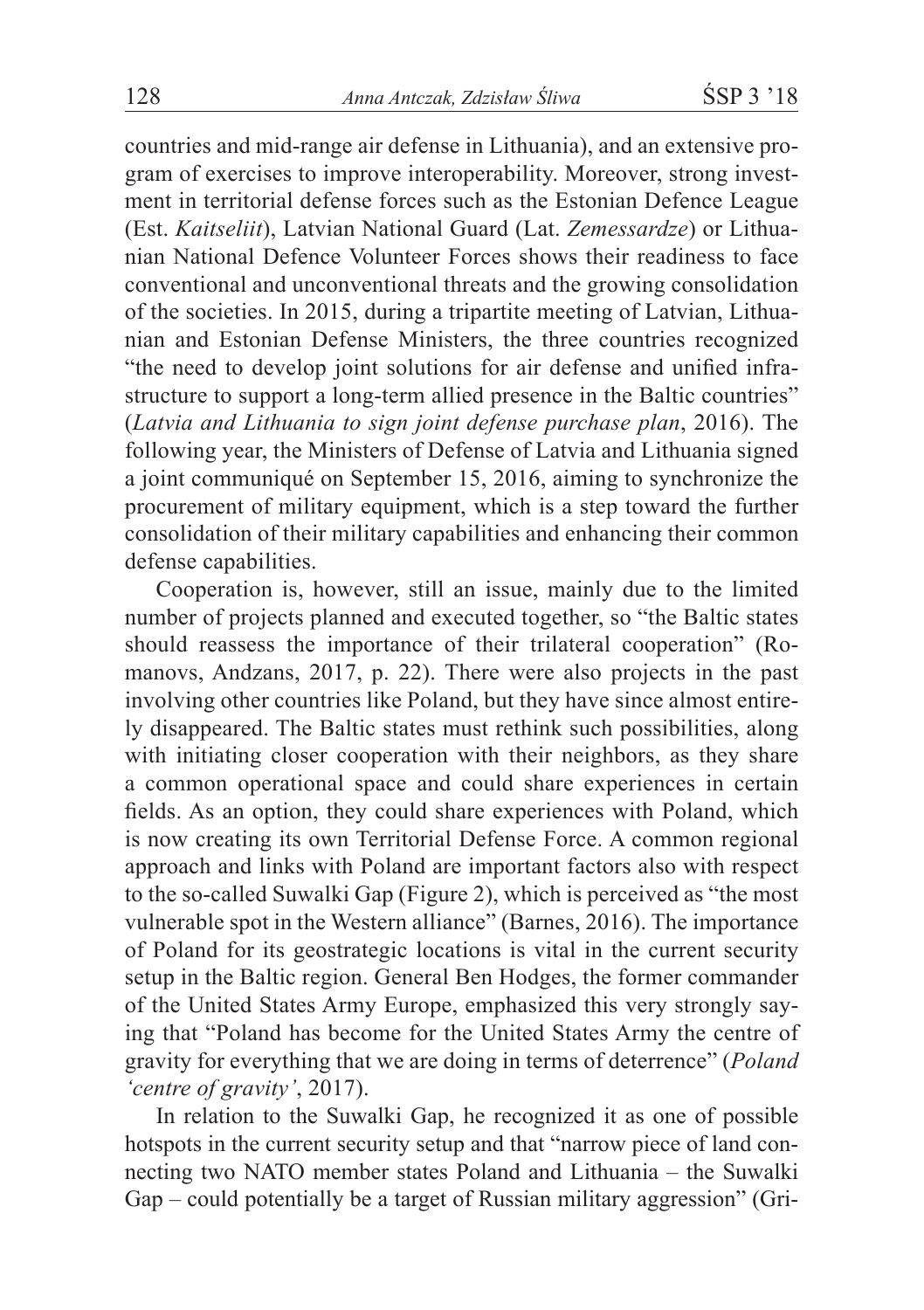countries and mid-range air defense in Lithuania), and an extensive program of exercises to improve interoperability. Moreover, strong investment in territorial defense forces such as the Estonian Defence League (Est. *Kaitseliit*), Latvian National Guard (Lat. *Zemessardze*) or Lithuanian National Defence Volunteer Forces shows their readiness to face conventional and unconventional threats and the growing consolidation of the societies. In 2015, during a tripartite meeting of Latvian, Lithuanian and Estonian Defense Ministers, the three countries recognized "the need to develop joint solutions for air defense and unified infrastructure to support a long-term allied presence in the Baltic countries" (*Latvia and Lithuania to sign joint defense purchase plan*, 2016). The following year, the Ministers of Defense of Latvia and Lithuania signed a joint communiqué on September 15, 2016, aiming to synchronize the procurement of military equipment, which is a step toward the further consolidation of their military capabilities and enhancing their common defense capabilities.

Cooperation is, however, still an issue, mainly due to the limited number of projects planned and executed together, so "the Baltic states should reassess the importance of their trilateral cooperation" (Romanovs, Andzans, 2017, p. 22). There were also projects in the past involving other countries like Poland, but they have since almost entirely disappeared. The Baltic states must rethink such possibilities, along with initiating closer cooperation with their neighbors, as they share a common operational space and could share experiences in certain fields. As an option, they could share experiences with Poland, which is now creating its own Territorial Defense Force. A common regional approach and links with Poland are important factors also with respect to the so-called Suwalki Gap (Figure 2), which is perceived as "the most vulnerable spot in the Western alliance" (Barnes, 2016). The importance of Poland for its geostrategic locations is vital in the current security setup in the Baltic region. General Ben Hodges, the former commander of the United States Army Europe, emphasized this very strongly saying that "Poland has become for the United States Army the centre of gravity for everything that we are doing in terms of deterrence" (*Poland 'centre of gravity'*, 2017).

In relation to the Suwalki Gap, he recognized it as one of possible hotspots in the current security setup and that "narrow piece of land connecting two NATO member states Poland and Lithuania – the Suwalki Gap – could potentially be a target of Russian military aggression" (Gri-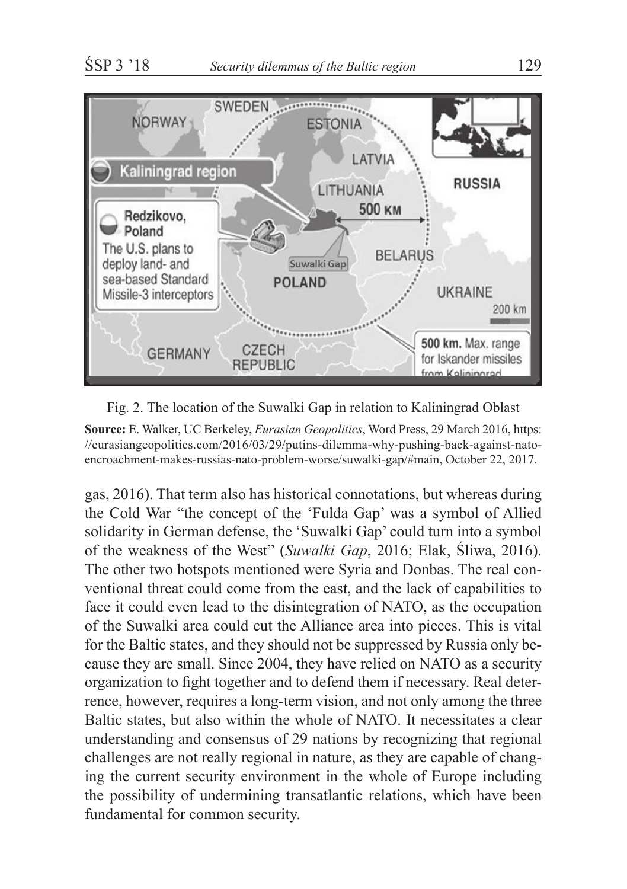Fig. 2. The location of the Suwalki Gap in relation to Kaliningrad Oblast

**Source:** E. Walker, UC Berkeley, *Eurasian Geopolitics*, Word Press, 29 March 2016, https://eurasiangeopolitics.com/2016/03/29/putins-dilemma-why-pushing-back-against-nato-encroachment-makes-russias-nato-problem-worse/suwalki-gap/#main, October 22, 2017.

gas, 2016). That term also has historical connotations, but whereas during the Cold War "the concept of the 'Fulda Gap' was a symbol of Allied solidarity in German defense, the 'Suwalki Gap' could turn into a symbol of the weakness of the West" (*Suwalki Gap*, 2016; Elak, Śliwa, 2016). The other two hotspots mentioned were Syria and Donbas. The real conventional threat could come from the east, and the lack of capabilities to face it could even lead to the disintegration of NATO, as the occupation of the Suwalki area could cut the Alliance area into pieces. This is vital for the Baltic states, and they should not be suppressed by Russia only because they are small. Since 2004, they have relied on NATO as a security organization to fight together and to defend them if necessary. Real deterrence, however, requires a long-term vision, and not only among the three Baltic states, but also within the whole of NATO. It necessitates a clear understanding and consensus of 29 nations by recognizing that regional challenges are not really regional in nature, as they are capable of changing the current security environment in the whole of Europe including the possibility of undermining transatlantic relations, which have been fundamental for common security.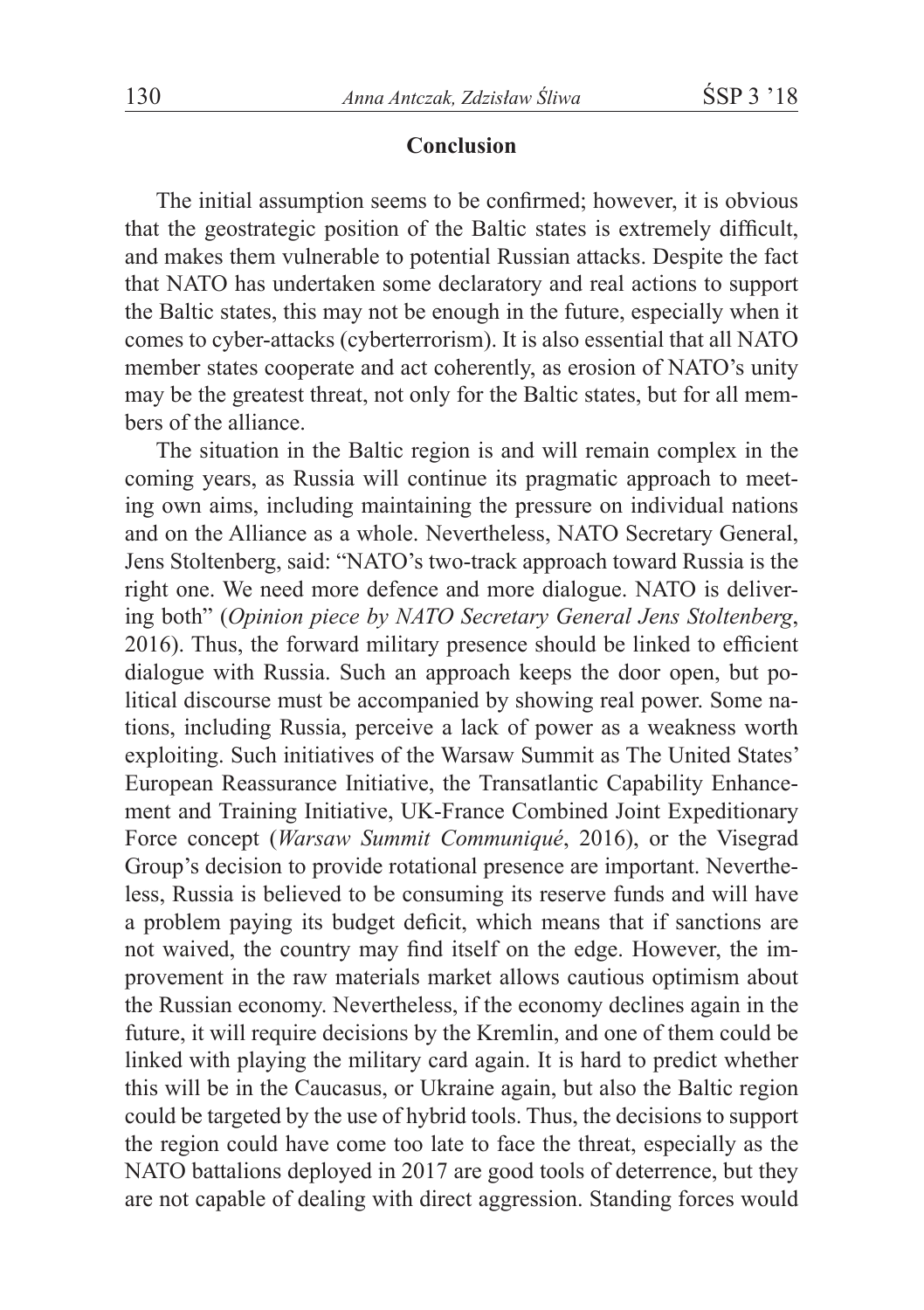## Conclusion

The initial assumption seems to be confirmed; however, it is obvious that the geostrategic position of the Baltic states is extremely difficult, and makes them vulnerable to potential Russian attacks. Despite the fact that NATO has undertaken some declaratory and real actions to support the Baltic states, this may not be enough in the future, especially when it comes to cyber-attacks (cyberterrorism). It is also essential that all NATO member states cooperate and act coherently, as erosion of NATO's unity may be the greatest threat, not only for the Baltic states, but for all members of the alliance.

The situation in the Baltic region is and will remain complex in the coming years, as Russia will continue its pragmatic approach to meeting own aims, including maintaining the pressure on individual nations and on the Alliance as a whole. Nevertheless, NATO Secretary General, Jens Stoltenberg, said: "NATO's two-track approach toward Russia is the right one. We need more defence and more dialogue. NATO is delivering both" (*Opinion piece by NATO Secretary General Jens Stoltenberg*, 2016). Thus, the forward military presence should be linked to efficient dialogue with Russia. Such an approach keeps the door open, but political discourse must be accompanied by showing real power. Some nations, including Russia, perceive a lack of power as a weakness worth exploiting. Such initiatives of the Warsaw Summit as The United States' European Reassurance Initiative, the Transatlantic Capability Enhancement and Training Initiative, UK-France Combined Joint Expeditionary Force concept (*Warsaw Summit Communiqué*, 2016), or the Visegrad Group's decision to provide rotational presence are important. Nevertheless, Russia is believed to be consuming its reserve funds and will have a problem paying its budget deficit, which means that if sanctions are not waived, the country may find itself on the edge. However, the improvement in the raw materials market allows cautious optimism about the Russian economy. Nevertheless, if the economy declines again in the future, it will require decisions by the Kremlin, and one of them could be linked with playing the military card again. It is hard to predict whether this will be in the Caucasus, or Ukraine again, but also the Baltic region could be targeted by the use of hybrid tools. Thus, the decisions to support the region could have come too late to face the threat, especially as the NATO battalions deployed in 2017 are good tools of deterrence, but they are not capable of dealing with direct aggression. Standing forces would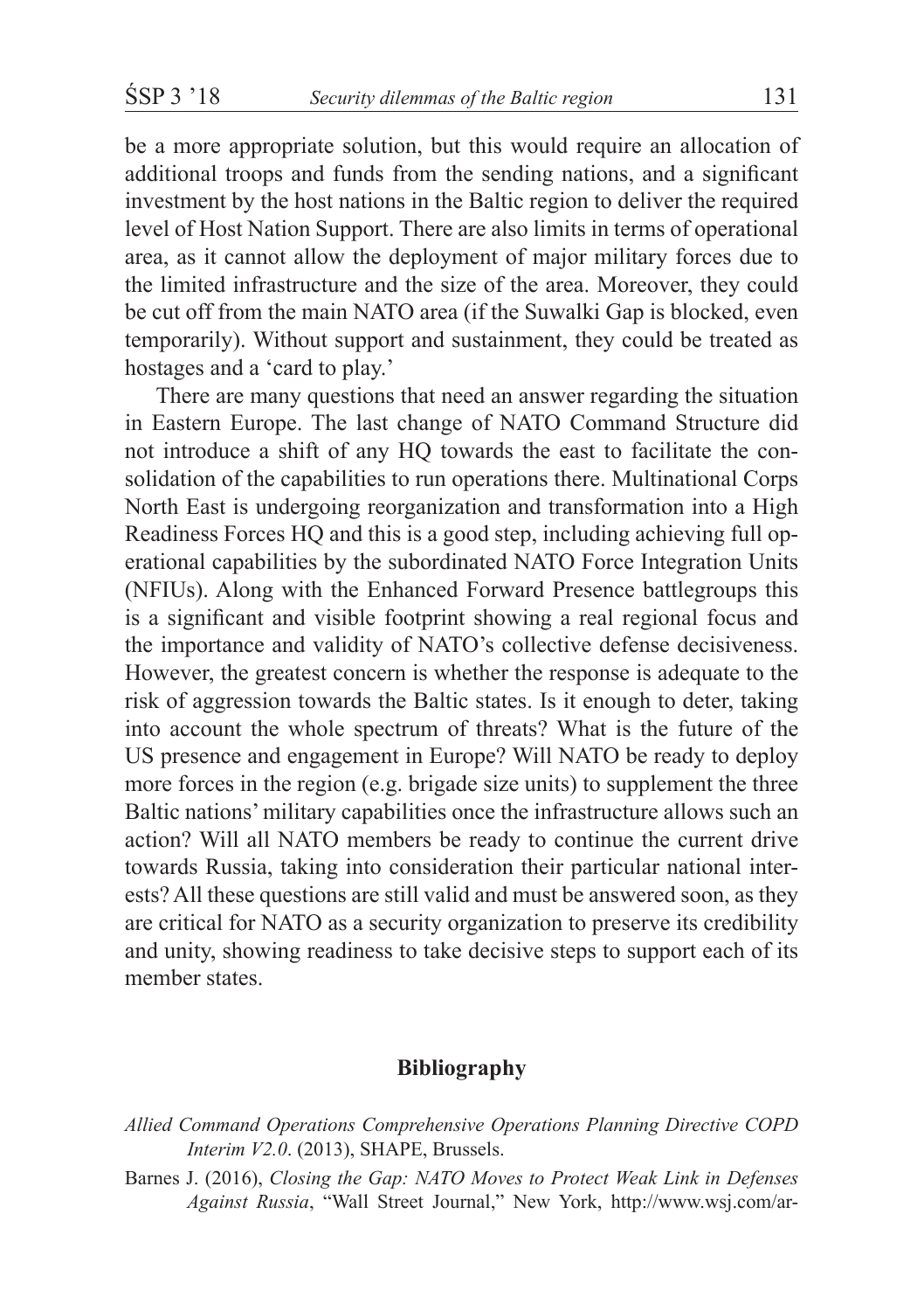be a more appropriate solution, but this would require an allocation of additional troops and funds from the sending nations, and a significant investment by the host nations in the Baltic region to deliver the required level of Host Nation Support. There are also limits in terms of operational area, as it cannot allow the deployment of major military forces due to the limited infrastructure and the size of the area. Moreover, they could be cut off from the main NATO area (if the Suwalki Gap is blocked, even temporarily). Without support and sustainment, they could be treated as hostages and a 'card to play.'

There are many questions that need an answer regarding the situation in Eastern Europe. The last change of NATO Command Structure did not introduce a shift of any HQ towards the east to facilitate the consolidation of the capabilities to run operations there. Multinational Corps North East is undergoing reorganization and transformation into a High Readiness Forces HQ and this is a good step, including achieving full operational capabilities by the subordinated NATO Force Integration Units (NFIUs). Along with the Enhanced Forward Presence battlegroups this is a significant and visible footprint showing a real regional focus and the importance and validity of NATO's collective defense decisiveness. However, the greatest concern is whether the response is adequate to the risk of aggression towards the Baltic states. Is it enough to deter, taking into account the whole spectrum of threats? What is the future of the US presence and engagement in Europe? Will NATO be ready to deploy more forces in the region (e.g. brigade size units) to supplement the three Baltic nations' military capabilities once the infrastructure allows such an action? Will all NATO members be ready to continue the current drive towards Russia, taking into consideration their particular national interests? All these questions are still valid and must be answered soon, as they are critical for NATO as a security organization to preserve its credibility and unity, showing readiness to take decisive steps to support each of its member states.

## Bibliography

*Allied Command Operations Comprehensive Operations Planning Directive COPD Interim V2.0*. (2013), SHAPE, Brussels.

Barnes J. (2016), *Closing the Gap: NATO Moves to Protect Weak Link in Defenses Against Russia*, "Wall Street Journal," New York, http://www.wsj.com/ar-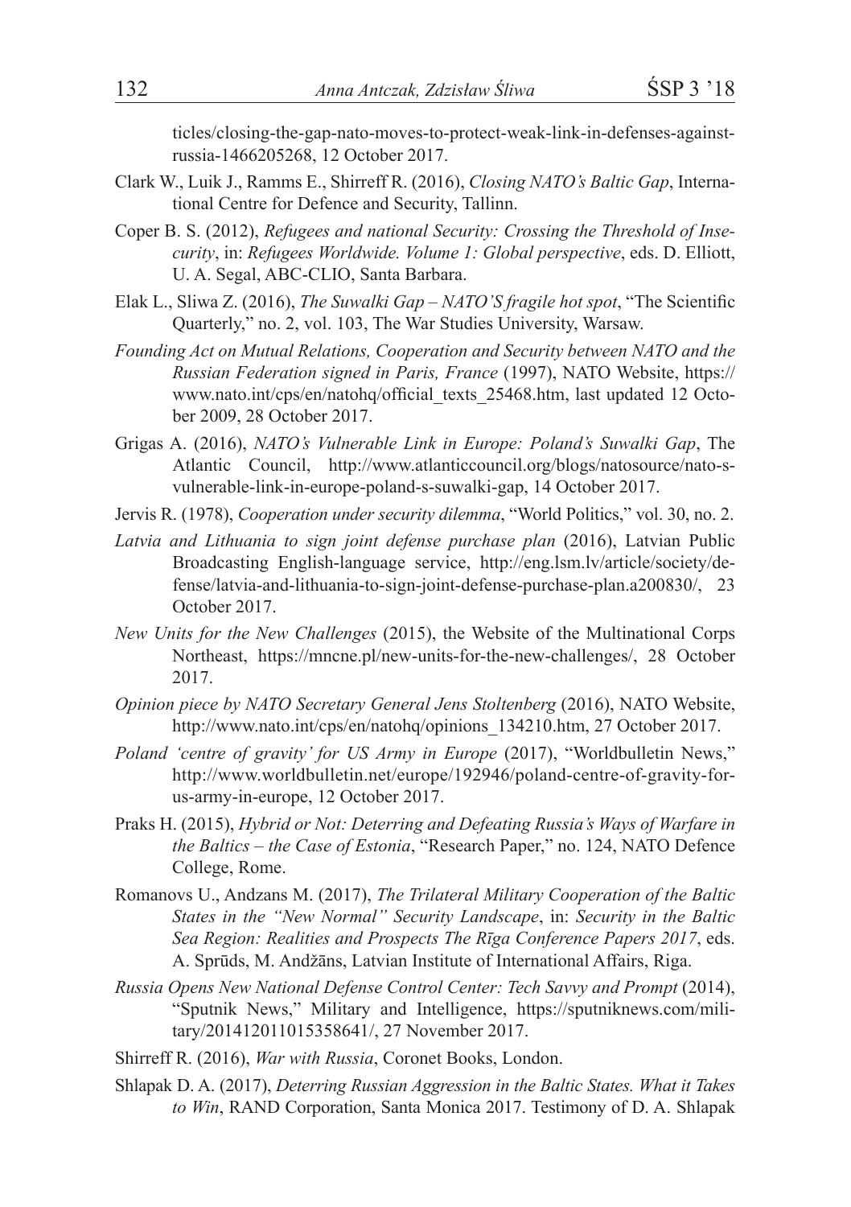ticles/closing-the-gap-nato-moves-to-protect-weak-link-in-defenses-against-russia-1466205268, 12 October 2017.

Clark W., Luik J., Ramms E., Shirreff R. (2016), *Closing NATO's Baltic Gap*, International Centre for Defence and Security, Tallinn.

Coper B. S. (2012), *Refugees and national Security: Crossing the Threshold of Insecurity*, in: *Refugees Worldwide. Volume 1: Global perspective*, eds. D. Elliott, U. A. Segal, ABC-CLIO, Santa Barbara.

Elak L., Sliwa Z. (2016), *The Suwalki Gap – NATO'S fragile hot spot*, "The Scientific Quarterly," no. 2, vol. 103, The War Studies University, Warsaw.

*Founding Act on Mutual Relations, Cooperation and Security between NATO and the Russian Federation signed in Paris, France* (1997), NATO Website, https://www.nato.int/cps/en/natohq/official_texts_25468.htm, last updated 12 October 2009, 28 October 2017.

Grigas A. (2016), *NATO's Vulnerable Link in Europe: Poland's Suwalki Gap*, The Atlantic Council, http://www.atlanticcouncil.org/blogs/natosource/nato-s-vulnerable-link-in-europe-poland-s-suwalki-gap, 14 October 2017.

Jervis R. (1978), *Cooperation under security dilemma*, "World Politics," vol. 30, no. 2.

*Latvia and Lithuania to sign joint defense purchase plan* (2016), Latvian Public Broadcasting English-language service, http://eng.lsm.lv/article/society/defense/latvia-and-lithuania-to-sign-joint-defense-purchase-plan.a200830/, 23 October 2017.

*New Units for the New Challenges* (2015), the Website of the Multinational Corps Northeast, https://mncne.pl/new-units-for-the-new-challenges/, 28 October 2017.

*Opinion piece by NATO Secretary General Jens Stoltenberg* (2016), NATO Website, http://www.nato.int/cps/en/natohq/opinions_134210.htm, 27 October 2017.

*Poland 'centre of gravity' for US Army in Europe* (2017), "Worldbulletin News," http://www.worldbulletin.net/europe/192946/poland-centre-of-gravity-for-us-army-in-europe, 12 October 2017.

Praks H. (2015), *Hybrid or Not: Deterring and Defeating Russia's Ways of Warfare in the Baltics – the Case of Estonia*, "Research Paper," no. 124, NATO Defence College, Rome.

Romanovs U., Andzans M. (2017), *The Trilateral Military Cooperation of the Baltic States in the "New Normal" Security Landscape*, in: *Security in the Baltic Sea Region: Realities and Prospects The Rīga Conference Papers 2017*, eds. A. Sprūds, M. Andžāns, Latvian Institute of International Affairs, Riga.

*Russia Opens New National Defense Control Center: Tech Savvy and Prompt* (2014), "Sputnik News," Military and Intelligence, https://sputniknews.com/military/201412011015358641/, 27 November 2017.

Shirreff R. (2016), *War with Russia*, Coronet Books, London.

Shlapak D. A. (2017), *Deterring Russian Aggression in the Baltic States. What it Takes to Win*, RAND Corporation, Santa Monica 2017. Testimony of D. A. Shlapak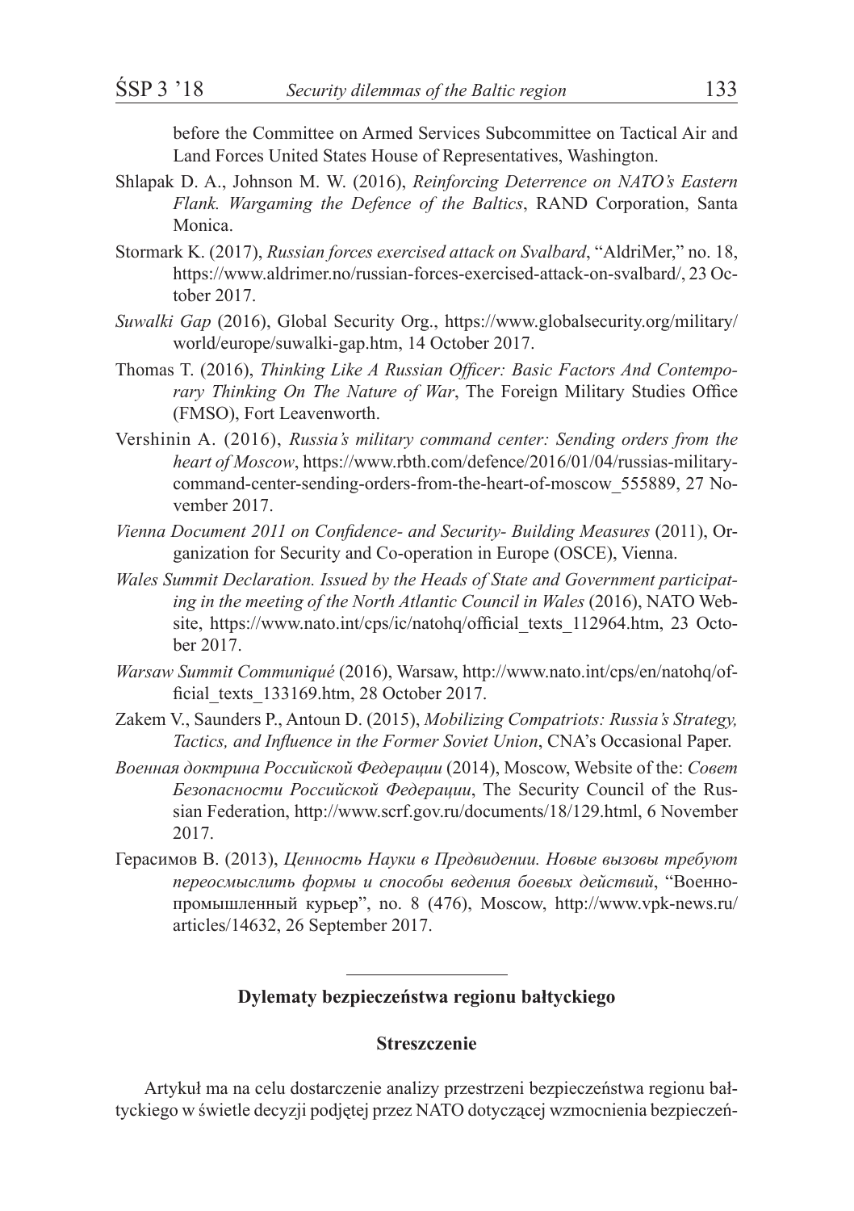before the Committee on Armed Services Subcommittee on Tactical Air and Land Forces United States House of Representatives, Washington.

Shlapak D. A., Johnson M. W. (2016), *Reinforcing Deterrence on NATO's Eastern Flank. Wargaming the Defence of the Baltics*, RAND Corporation, Santa Monica.

Stormark K. (2017), *Russian forces exercised attack on Svalbard*, "AldriMer," no. 18, https://www.aldrimer.no/russian-forces-exercised-attack-on-svalbard/, 23 October 2017.

*Suwalki Gap* (2016), Global Security Org., https://www.globalsecurity.org/military/world/europe/suwalki-gap.htm, 14 October 2017.

Thomas T. (2016), *Thinking Like A Russian Officer: Basic Factors And Contemporary Thinking On The Nature of War*, The Foreign Military Studies Office (FMSO), Fort Leavenworth.

Vershinin A. (2016), *Russia's military command center: Sending orders from the heart of Moscow*, https://www.rbth.com/defence/2016/01/04/russias-military-command-center-sending-orders-from-the-heart-of-moscow_555889, 27 November 2017.

*Vienna Document 2011 on Confidence- and Security- Building Measures* (2011), Organization for Security and Co-operation in Europe (OSCE), Vienna.

*Wales Summit Declaration. Issued by the Heads of State and Government participating in the meeting of the North Atlantic Council in Wales* (2016), NATO Website, https://www.nato.int/cps/ic/natohq/official_texts_112964.htm, 23 October 2017.

*Warsaw Summit Communiqué* (2016), Warsaw, http://www.nato.int/cps/en/natohq/official_texts_133169.htm, 28 October 2017.

Zakem V., Saunders P., Antoun D. (2015), *Mobilizing Compatriots: Russia's Strategy, Tactics, and Influence in the Former Soviet Union*, CNA's Occasional Paper.

*Военная доктрина Российской Федерации* (2014), Moscow, Website of the: *Совет Безопасности Российской Федерации*, The Security Council of the Russian Federation, http://www.scrf.gov.ru/documents/18/129.html, 6 November 2017.

Герасимов В. (2013), *Ценность Науки в Предвидении. Новые вызовы требуют переосмыслить формы и способы ведения боевых действий*, "Военно-промышленный курьер", no. 8 (476), Moscow, http://www.vpk-news.ru/articles/14632, 26 September 2017.

---

**Dylematy bezpieczeństwa regionu bałtyckiego**

**Streszczenie**

Artykuł ma na celu dostarczenie analizy przestrzeni bezpieczeństwa regionu bałtyckiego w świetle decyzji podjętej przez NATO dotyczącej wzmocnienia bezpieczeń-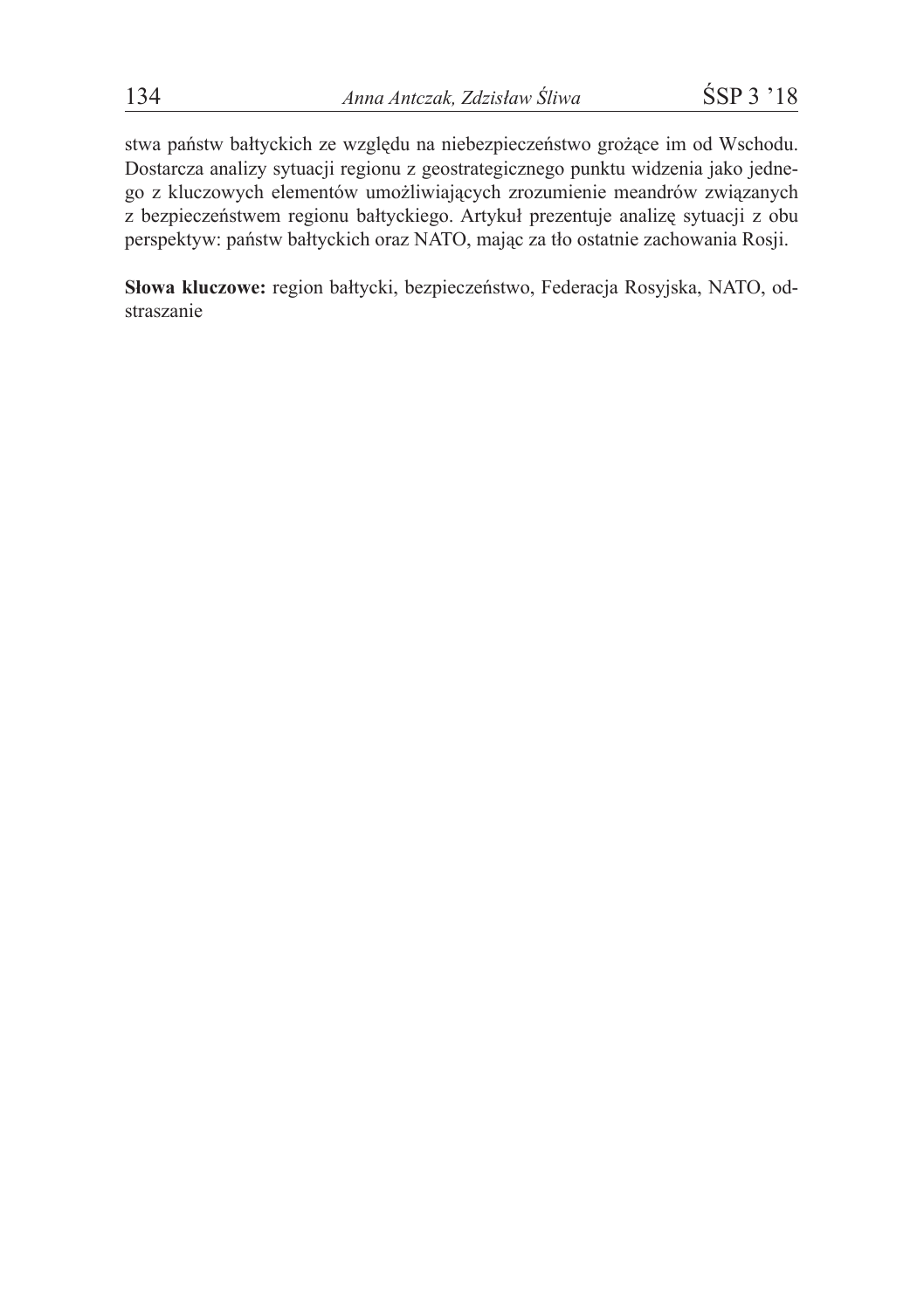stwa państw bałtyckich ze względu na niebezpieczeństwo grożące im od Wschodu. Dostarcza analizy sytuacji regionu z geostrategicznego punktu widzenia jako jednego z kluczowych elementów umożliwiających zrozumienie meandrów związanych z bezpieczeństwem regionu bałtyckiego. Artykuł prezentuje analizę sytuacji z obu perspektyw: państw bałtyckich oraz NATO, mając za tło ostatnie zachowania Rosji.

**Słowa kluczowe:** region bałtycki, bezpieczeństwo, Federacja Rosyjska, NATO, odstraszanie